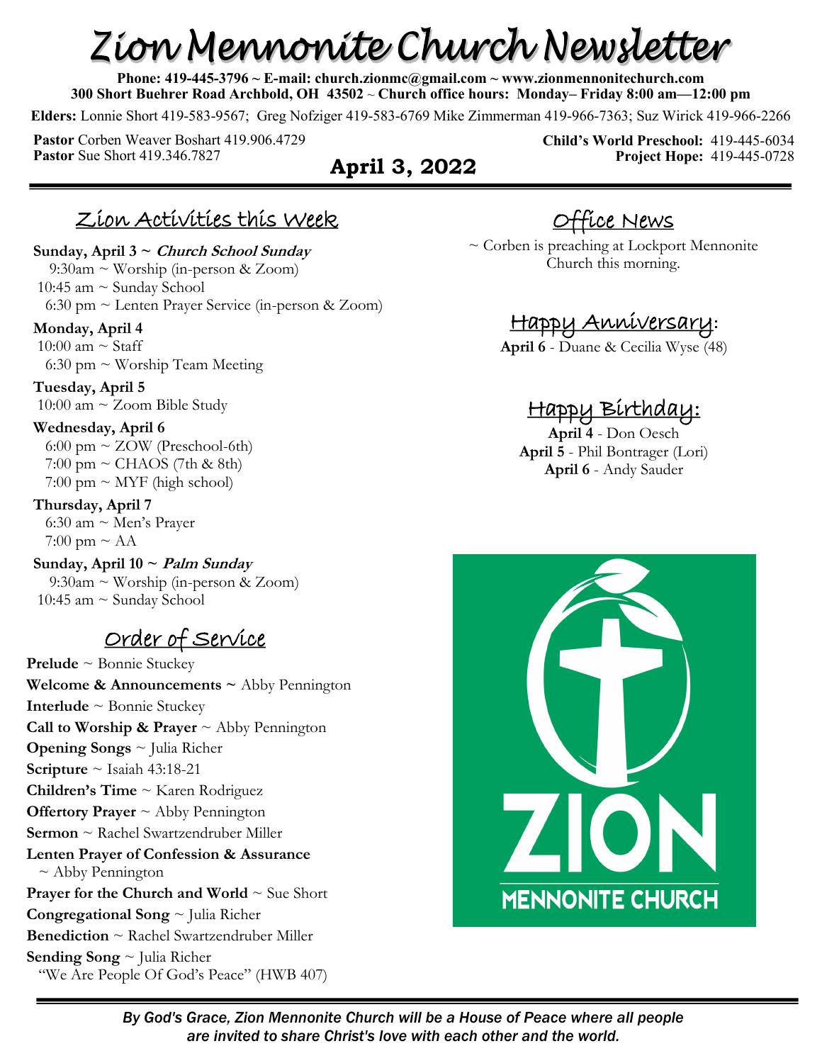# Zion Mennonite Church Newsletter

**Phone: 419-445-3796 ~ E-mail: church.zionmc@gmail.com ~ www.zionmennonitechurch.com**
**300 Short Buehrer Road Archbold, OH 43502 ~ Church office hours: Monday– Friday 8:00 am—12:00 pm**

**Elders:** Lonnie Short 419-583-9567; Greg Nofziger 419-583-6769 Mike Zimmerman 419-966-7363; Suz Wirick 419-966-2266

**Pastor** Corben Weaver Boshart 419.906.4729
**Pastor** Sue Short 419.346.7827

**Child's World Preschool:** 419-445-6034
**Project Hope:** 419-445-0728

## April 3, 2022

## Zion Activities this Week

**Sunday, April 3 ~ *Church School Sunday***
9:30am ~ Worship (in-person & Zoom)
10:45 am ~ Sunday School
6:30 pm ~ Lenten Prayer Service (in-person & Zoom)

**Monday, April 4**
10:00 am ~ Staff
6:30 pm ~ Worship Team Meeting

**Tuesday, April 5**
10:00 am ~ Zoom Bible Study

**Wednesday, April 6**
6:00 pm ~ ZOW (Preschool-6th)
7:00 pm ~ CHAOS (7th & 8th)
7:00 pm ~ MYF (high school)

**Thursday, April 7**
6:30 am ~ Men's Prayer
7:00 pm ~ AA

**Sunday, April 10 ~ *Palm Sunday***
9:30am ~ Worship (in-person & Zoom)
10:45 am ~ Sunday School

## Order of Service

**Prelude** ~ Bonnie Stuckey
**Welcome & Announcements ~** Abby Pennington
**Interlude** ~ Bonnie Stuckey
**Call to Worship & Prayer** ~ Abby Pennington
**Opening Songs** ~ Julia Richer
**Scripture** ~ Isaiah 43:18-21
**Children's Time** ~ Karen Rodriguez
**Offertory Prayer** ~ Abby Pennington
**Sermon** ~ Rachel Swartzendruber Miller
**Lenten Prayer of Confession & Assurance** ~ Abby Pennington
**Prayer for the Church and World** ~ Sue Short
**Congregational Song** ~ Julia Richer
**Benediction** ~ Rachel Swartzendruber Miller
**Sending Song** ~ Julia Richer
"We Are People Of God's Peace" (HWB 407)

## Office News

~ Corben is preaching at Lockport Mennonite Church this morning.

## Happy Anniversary:

**April 6** - Duane & Cecilia Wyse (48)

## Happy Birthday:

**April 4** - Don Oesch
**April 5** - Phil Bontrager (Lori)
**April 6** - Andy Sauder

*By God's Grace, Zion Mennonite Church will be a House of Peace where all people are invited to share Christ's love with each other and the world.*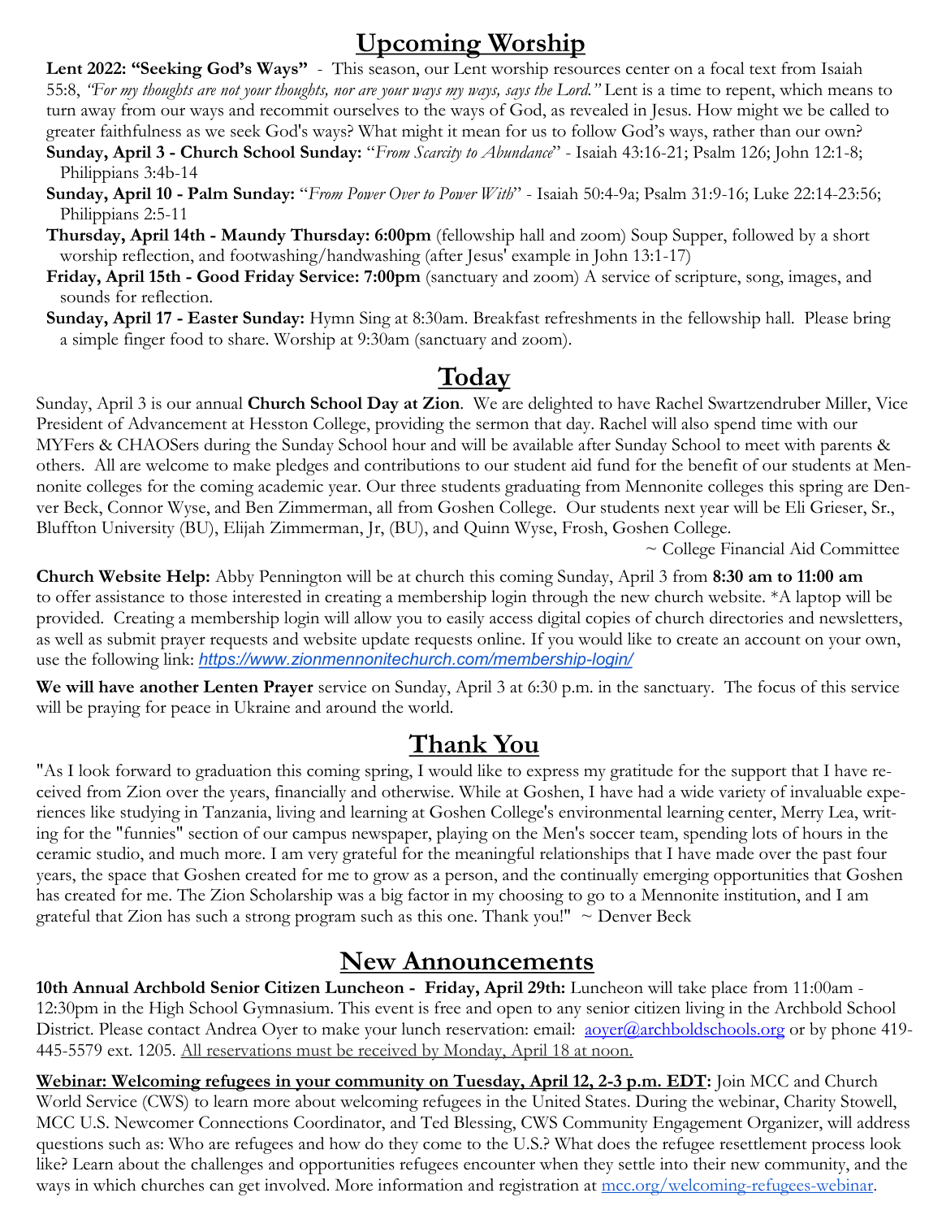## Upcoming Worship

**Lent 2022: "Seeking God's Ways"** - This season, our Lent worship resources center on a focal text from Isaiah 55:8, *"For my thoughts are not your thoughts, nor are your ways my ways, says the Lord."* Lent is a time to repent, which means to turn away from our ways and recommit ourselves to the ways of God, as revealed in Jesus. How might we be called to greater faithfulness as we seek God's ways? What might it mean for us to follow God's ways, rather than our own?

**Sunday, April 3 - Church School Sunday:** "*From Scarcity to Abundance*" - Isaiah 43:16-21; Psalm 126; John 12:1-8; Philippians 3:4b-14

**Sunday, April 10 - Palm Sunday:** "*From Power Over to Power With*" - Isaiah 50:4-9a; Psalm 31:9-16; Luke 22:14-23:56; Philippians 2:5-11

**Thursday, April 14th - Maundy Thursday: 6:00pm** (fellowship hall and zoom) Soup Supper, followed by a short worship reflection, and footwashing/handwashing (after Jesus' example in John 13:1-17)

**Friday, April 15th - Good Friday Service: 7:00pm** (sanctuary and zoom) A service of scripture, song, images, and sounds for reflection.

**Sunday, April 17 - Easter Sunday:** Hymn Sing at 8:30am. Breakfast refreshments in the fellowship hall. Please bring a simple finger food to share. Worship at 9:30am (sanctuary and zoom).

## Today

Sunday, April 3 is our annual **Church School Day at Zion**. We are delighted to have Rachel Swartzendruber Miller, Vice President of Advancement at Hesston College, providing the sermon that day. Rachel will also spend time with our MYFers & CHAOSers during the Sunday School hour and will be available after Sunday School to meet with parents & others. All are welcome to make pledges and contributions to our student aid fund for the benefit of our students at Mennonite colleges for the coming academic year. Our three students graduating from Mennonite colleges this spring are Denver Beck, Connor Wyse, and Ben Zimmerman, all from Goshen College. Our students next year will be Eli Grieser, Sr., Bluffton University (BU), Elijah Zimmerman, Jr, (BU), and Quinn Wyse, Frosh, Goshen College.

~ College Financial Aid Committee

**Church Website Help:** Abby Pennington will be at church this coming Sunday, April 3 from **8:30 am to 11:00 am** to offer assistance to those interested in creating a membership login through the new church website. *A laptop will be provided. Creating a membership login will allow you to easily access digital copies of church directories and newsletters, as well as submit prayer requests and website update requests online. If you would like to create an account on your own, use the following link: *https://www.zionmennonitechurch.com/membership-login/*

**We will have another Lenten Prayer** service on Sunday, April 3 at 6:30 p.m. in the sanctuary. The focus of this service will be praying for peace in Ukraine and around the world.

## Thank You

"As I look forward to graduation this coming spring, I would like to express my gratitude for the support that I have received from Zion over the years, financially and otherwise. While at Goshen, I have had a wide variety of invaluable experiences like studying in Tanzania, living and learning at Goshen College's environmental learning center, Merry Lea, writing for the "funnies" section of our campus newspaper, playing on the Men's soccer team, spending lots of hours in the ceramic studio, and much more. I am very grateful for the meaningful relationships that I have made over the past four years, the space that Goshen created for me to grow as a person, and the continually emerging opportunities that Goshen has created for me. The Zion Scholarship was a big factor in my choosing to go to a Mennonite institution, and I am grateful that Zion has such a strong program such as this one. Thank you!" ~ Denver Beck

## New Announcements

**10th Annual Archbold Senior Citizen Luncheon - Friday, April 29th:** Luncheon will take place from 11:00am - 12:30pm in the High School Gymnasium. This event is free and open to any senior citizen living in the Archbold School District. Please contact Andrea Oyer to make your lunch reservation: email: aoyer@archboldschools.org or by phone 419-445-5579 ext. 1205. All reservations must be received by Monday, April 18 at noon.

**Webinar: Welcoming refugees in your community on Tuesday, April 12, 2-3 p.m. EDT:** Join MCC and Church World Service (CWS) to learn more about welcoming refugees in the United States. During the webinar, Charity Stowell, MCC U.S. Newcomer Connections Coordinator, and Ted Blessing, CWS Community Engagement Organizer, will address questions such as: Who are refugees and how do they come to the U.S.? What does the refugee resettlement process look like? Learn about the challenges and opportunities refugees encounter when they settle into their new community, and the ways in which churches can get involved. More information and registration at mcc.org/welcoming-refugees-webinar.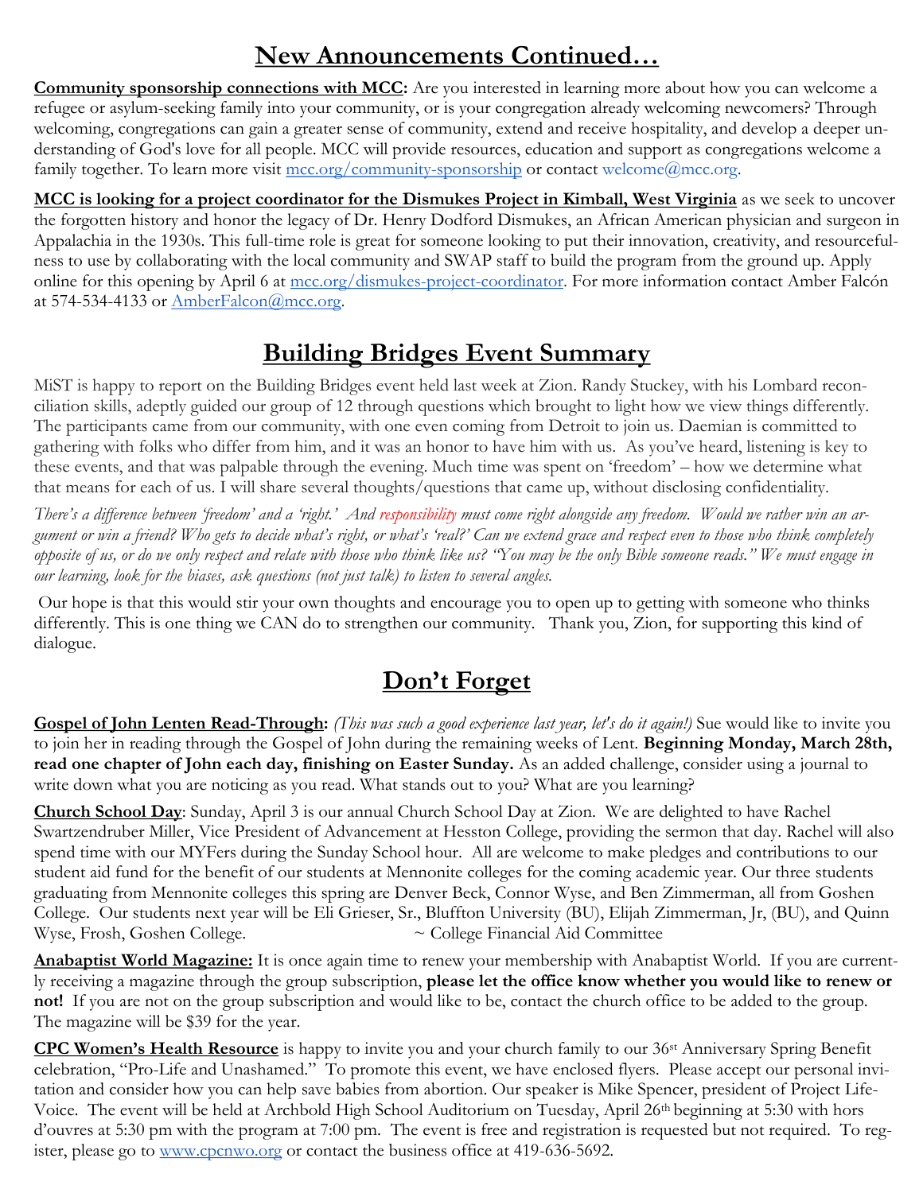# New Announcements Continued…

**Community sponsorship connections with MCC:** Are you interested in learning more about how you can welcome a refugee or asylum-seeking family into your community, or is your congregation already welcoming newcomers? Through welcoming, congregations can gain a greater sense of community, extend and receive hospitality, and develop a deeper understanding of God's love for all people. MCC will provide resources, education and support as congregations welcome a family together. To learn more visit mcc.org/community-sponsorship or contact welcome@mcc.org.

**MCC is looking for a project coordinator for the Dismukes Project in Kimball, West Virginia** as we seek to uncover the forgotten history and honor the legacy of Dr. Henry Dodford Dismukes, an African American physician and surgeon in Appalachia in the 1930s. This full-time role is great for someone looking to put their innovation, creativity, and resourcefulness to use by collaborating with the local community and SWAP staff to build the program from the ground up. Apply online for this opening by April 6 at mcc.org/dismukes-project-coordinator. For more information contact Amber Falcón at 574-534-4133 or AmberFalcon@mcc.org.

# Building Bridges Event Summary

MiST is happy to report on the Building Bridges event held last week at Zion. Randy Stuckey, with his Lombard reconciliation skills, adeptly guided our group of 12 through questions which brought to light how we view things differently. The participants came from our community, with one even coming from Detroit to join us. Daemian is committed to gathering with folks who differ from him, and it was an honor to have him with us. As you've heard, listening is key to these events, and that was palpable through the evening. Much time was spent on 'freedom' – how we determine what that means for each of us. I will share several thoughts/questions that came up, without disclosing confidentiality.

*There's a difference between 'freedom' and a 'right.' And responsibility must come right alongside any freedom. Would we rather win an argument or win a friend? Who gets to decide what's right, or what's 'real?' Can we extend grace and respect even to those who think completely opposite of us, or do we only respect and relate with those who think like us? "You may be the only Bible someone reads." We must engage in our learning, look for the biases, ask questions (not just talk) to listen to several angles.*

Our hope is that this would stir your own thoughts and encourage you to open up to getting with someone who thinks differently. This is one thing we CAN do to strengthen our community. Thank you, Zion, for supporting this kind of dialogue.

# Don't Forget

**Gospel of John Lenten Read-Through:** *(This was such a good experience last year, let's do it again!)* Sue would like to invite you to join her in reading through the Gospel of John during the remaining weeks of Lent. **Beginning Monday, March 28th, read one chapter of John each day, finishing on Easter Sunday.** As an added challenge, consider using a journal to write down what you are noticing as you read. What stands out to you? What are you learning?

**Church School Day**: Sunday, April 3 is our annual Church School Day at Zion. We are delighted to have Rachel Swartzendruber Miller, Vice President of Advancement at Hesston College, providing the sermon that day. Rachel will also spend time with our MYFers during the Sunday School hour. All are welcome to make pledges and contributions to our student aid fund for the benefit of our students at Mennonite colleges for the coming academic year. Our three students graduating from Mennonite colleges this spring are Denver Beck, Connor Wyse, and Ben Zimmerman, all from Goshen College. Our students next year will be Eli Grieser, Sr., Bluffton University (BU), Elijah Zimmerman, Jr, (BU), and Quinn Wyse, Frosh, Goshen College. ~ College Financial Aid Committee

**Anabaptist World Magazine:** It is once again time to renew your membership with Anabaptist World. If you are currently receiving a magazine through the group subscription, **please let the office know whether you would like to renew or not!** If you are not on the group subscription and would like to be, contact the church office to be added to the group. The magazine will be $39 for the year.

**CPC Women's Health Resource** is happy to invite you and your church family to our 36st Anniversary Spring Benefit celebration, "Pro-Life and Unashamed." To promote this event, we have enclosed flyers. Please accept our personal invitation and consider how you can help save babies from abortion. Our speaker is Mike Spencer, president of Project Life-Voice. The event will be held at Archbold High School Auditorium on Tuesday, April 26th beginning at 5:30 with hors d'ouvres at 5:30 pm with the program at 7:00 pm. The event is free and registration is requested but not required. To register, please go to www.cpcnwo.org or contact the business office at 419-636-5692.